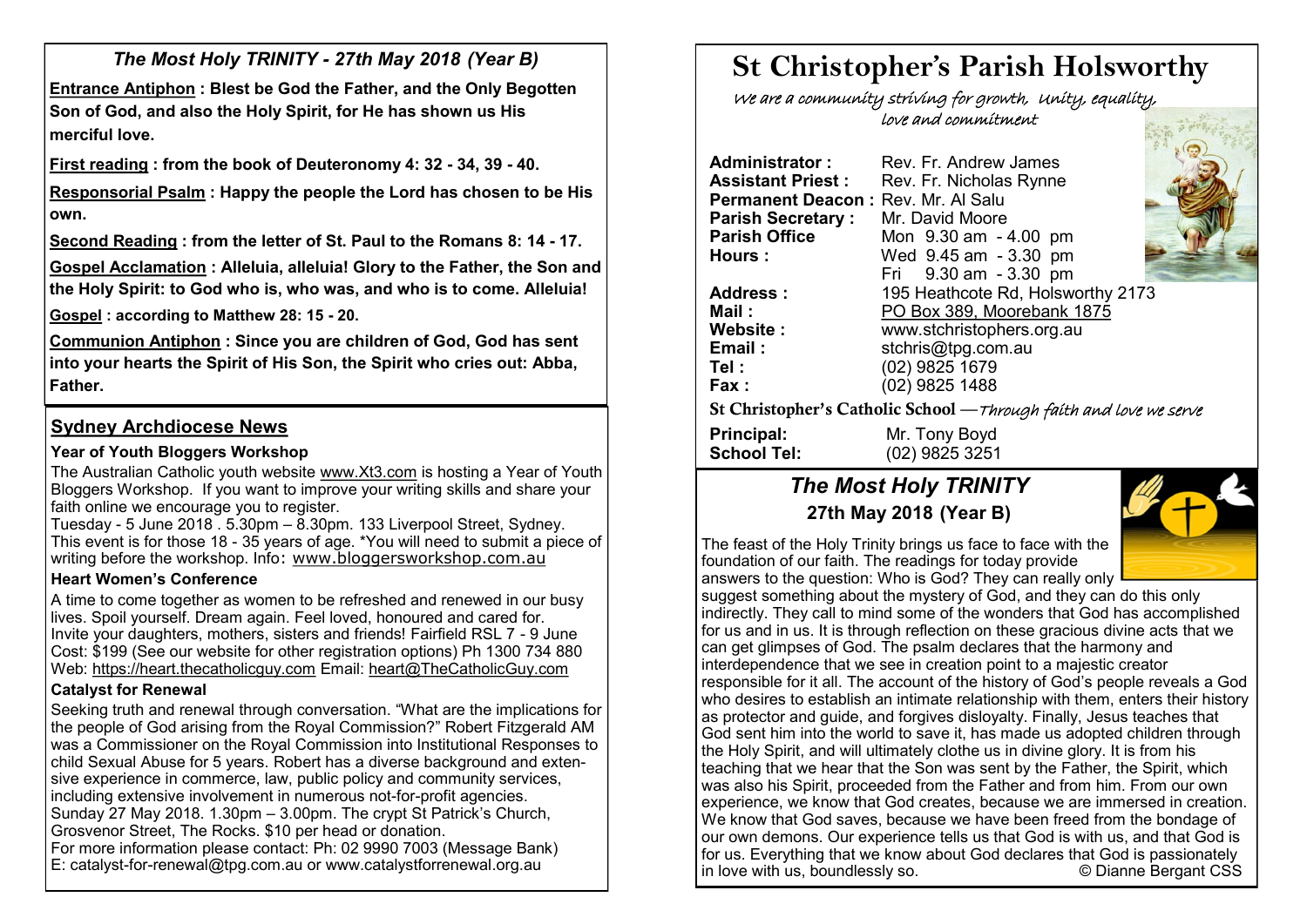## *The Most Holy TRINITY - 27th May 2018 (Year B)*

**Entrance Antiphon : Blest be God the Father, and the Only Begotten Son of God, and also the Holy Spirit, for He has shown us His merciful love.**

**First reading : from the book of Deuteronomy 4: 32 - 34, 39 - 40.**

**Responsorial Psalm : Happy the people the Lord has chosen to be His own.**

**Second Reading : from the letter of St. Paul to the Romans 8: 14 - 17.**

**Gospel Acclamation : Alleluia, alleluia! Glory to the Father, the Son and the Holy Spirit: to God who is, who was, and who is to come. Alleluia!**

**Gospel : according to Matthew 28: 15 - 20.**

**Communion Antiphon : Since you are children of God, God has sent into your hearts the Spirit of His Son, the Spirit who cries out: Abba, Father.**

## Sydney Archdiocese News

### Year of Youth Bloggers Workshop

The Australian Catholic youth website www.Xt3.com is hosting a Year of Youth Bloggers Workshop. If you want to improve your writing skills and share your faith online we encourage you to register.
Tuesday - 5 June 2018 . 5.30pm – 8.30pm. 133 Liverpool Street, Sydney. This event is for those 18 - 35 years of age. *You will need to submit a piece of writing before the workshop. Info: www.bloggersworkshop.com.au

### Heart Women's Conference

A time to come together as women to be refreshed and renewed in our busy lives. Spoil yourself. Dream again. Feel loved, honoured and cared for. Invite your daughters, mothers, sisters and friends! Fairfield RSL 7 - 9 June Cost: $199 (See our website for other registration options) Ph 1300 734 880 Web: https://heart.thecatholicguy.com Email: heart@TheCatholicGuy.com

### Catalyst for Renewal

Seeking truth and renewal through conversation. "What are the implications for the people of God arising from the Royal Commission?" Robert Fitzgerald AM was a Commissioner on the Royal Commission into Institutional Responses to child Sexual Abuse for 5 years. Robert has a diverse background and extensive experience in commerce, law, public policy and community services, including extensive involvement in numerous not-for-profit agencies.
Sunday 27 May 2018. 1.30pm – 3.00pm. The crypt St Patrick's Church, Grosvenor Street, The Rocks. $10 per head or donation.
For more information please contact: Ph: 02 9990 7003 (Message Bank)
E: catalyst-for-renewal@tpg.com.au or www.catalystforrenewal.org.au

# St Christopher's Parish Holsworthy

*We are a community striving for growth, Unity, equality, love and commitment*

**Administrator :** Rev. Fr. Andrew James
**Assistant Priest :** Rev. Fr. Nicholas Rynne
**Permanent Deacon :** Rev. Mr. Al Salu
**Parish Secretary :** Mr. David Moore
**Parish Office Hours :** Mon 9.30 am - 4.00 pm
Wed 9.45 am - 3.30 pm
Fri 9.30 am - 3.30 pm
**Address :** 195 Heathcote Rd, Holsworthy 2173
**Mail :** PO Box 389, Moorebank 1875
**Website :** www.stchristophers.org.au
**Email :** stchris@tpg.com.au
**Tel :** (02) 9825 1679
**Fax :** (02) 9825 1488

**St Christopher's Catholic School** —*Through faith and love we serve*

**Principal:** Mr. Tony Boyd
**School Tel:** (02) 9825 3251

## *The Most Holy TRINITY*
### 27th May 2018 (Year B)

The feast of the Holy Trinity brings us face to face with the foundation of our faith. The readings for today provide answers to the question: Who is God? They can really only suggest something about the mystery of God, and they can do this only indirectly. They call to mind some of the wonders that God has accomplished for us and in us. It is through reflection on these gracious divine acts that we can get glimpses of God. The psalm declares that the harmony and interdependence that we see in creation point to a majestic creator responsible for it all. The account of the history of God's people reveals a God who desires to establish an intimate relationship with them, enters their history as protector and guide, and forgives disloyalty. Finally, Jesus teaches that God sent him into the world to save it, has made us adopted children through the Holy Spirit, and will ultimately clothe us in divine glory. It is from his teaching that we hear that the Son was sent by the Father, the Spirit, which was also his Spirit, proceeded from the Father and from him. From our own experience, we know that God creates, because we are immersed in creation. We know that God saves, because we have been freed from the bondage of our own demons. Our experience tells us that God is with us, and that God is for us. Everything that we know about God declares that God is passionately in love with us, boundlessly so. © Dianne Bergant CSS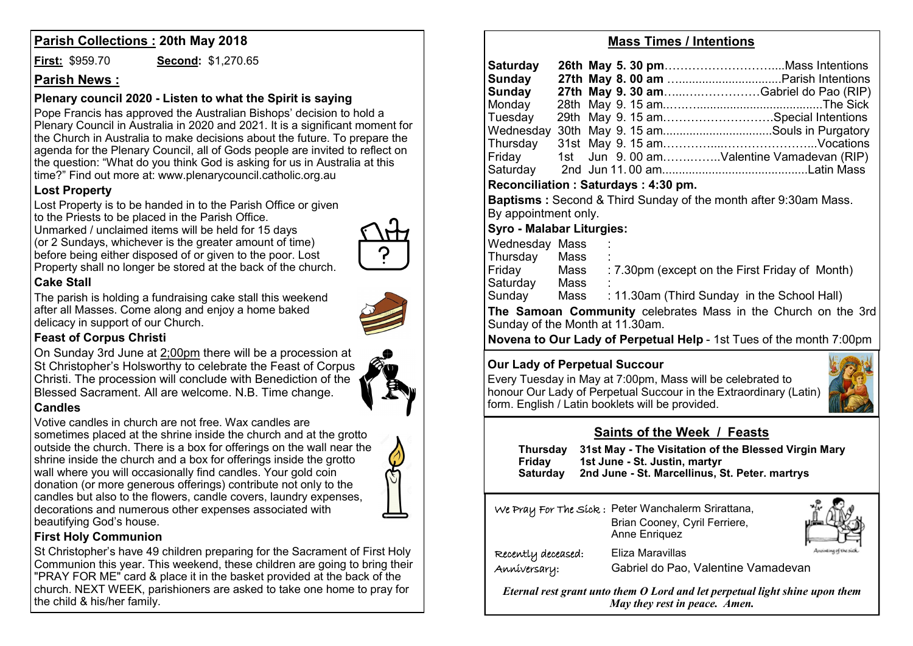## Parish Collections : 20th May 2018

**First:** $959.70 **Second:** $1,270.65

## Parish News :

### Plenary council 2020 - Listen to what the Spirit is saying

Pope Francis has approved the Australian Bishops' decision to hold a Plenary Council in Australia in 2020 and 2021. It is a significant moment for the Church in Australia to make decisions about the future. To prepare the agenda for the Plenary Council, all of Gods people are invited to reflect on the question: "What do you think God is asking for us in Australia at this time?" Find out more at: www.plenarycouncil.catholic.org.au

### Lost Property

Lost Property is to be handed in to the Parish Office or given to the Priests to be placed in the Parish Office.
Unmarked / unclaimed items will be held for 15 days (or 2 Sundays, whichever is the greater amount of time) before being either disposed of or given to the poor. Lost Property shall no longer be stored at the back of the church.

### Cake Stall

The parish is holding a fundraising cake stall this weekend after all Masses. Come along and enjoy a home baked delicacy in support of our Church.

### Feast of Corpus Christi

On Sunday 3rd June at 2;00pm there will be a procession at St Christopher's Holsworthy to celebrate the Feast of Corpus Christi. The procession will conclude with Benediction of the Blessed Sacrament. All are welcome. N.B. Time change.

### Candles

Votive candles in church are not free. Wax candles are sometimes placed at the shrine inside the church and at the grotto outside the church. There is a box for offerings on the wall near the shrine inside the church and a box for offerings inside the grotto wall where you will occasionally find candles. Your gold coin donation (or more generous offerings) contribute not only to the candles but also to the flowers, candle covers, laundry expenses, decorations and numerous other expenses associated with beautifying God's house.

### First Holy Communion

St Christopher's have 49 children preparing for the Sacrament of First Holy Communion this year. This weekend, these children are going to bring their "PRAY FOR ME" card & place it in the basket provided at the back of the church. NEXT WEEK, parishioners are asked to take one home to pray for the child & his/her family.

## Mass Times / Intentions

| | | |
|---|---|---|
| **Saturday** | **26th May 5. 30 pm** | Mass Intentions |
| **Sunday** | **27th May 8. 00 am** | Parish Intentions |
| **Sunday** | **27th May 9. 30 am** | Gabriel do Pao (RIP) |
| Monday | 28th May 9. 15 am | The Sick |
| Tuesday | 29th May 9. 15 am | Special Intentions |
| Wednesday | 30th May 9. 15 am | Souls in Purgatory |
| Thursday | 31st May 9. 15 am | Vocations |
| Friday | 1st Jun 9. 00 am | Valentine Vamadevan (RIP) |
| Saturday | 2nd Jun 11. 00 am | Latin Mass |

**Reconciliation : Saturdays : 4:30 pm.**

**Baptisms :** Second & Third Sunday of the month after 9:30am Mass. By appointment only.

**Syro - Malabar Liturgies:**

| | | |
|---|---|---|
| Wednesday | Mass | : |
| Thursday | Mass | : |
| Friday | Mass | : 7.30pm (except on the First Friday of Month) |
| Saturday | Mass | : |
| Sunday | Mass | : 11.30am (Third Sunday in the School Hall) |

**The Samoan Community** celebrates Mass in the Church on the 3rd Sunday of the Month at 11.30am.

**Novena to Our Lady of Perpetual Help** - 1st Tues of the month 7:00pm

### Our Lady of Perpetual Succour

Every Tuesday in May at 7:00pm, Mass will be celebrated to honour Our Lady of Perpetual Succour in the Extraordinary (Latin) form. English / Latin booklets will be provided.

## Saints of the Week / Feasts

**Thursday** **31st May - The Visitation of the Blessed Virgin Mary**
**Friday** **1st June - St. Justin, martyr**
**Saturday** **2nd June - St. Marcellinus, St. Peter. martyrs**

We Pray For The Sick : Peter Wanchalerm Srirattana, Brian Cooney, Cyril Ferriere, Anne Enriquez

Recently deceased: Eliza Maravillas

Anniversary: Gabriel do Pao, Valentine Vamadevan

*Eternal rest grant unto them O Lord and let perpetual light shine upon them May they rest in peace. Amen.*